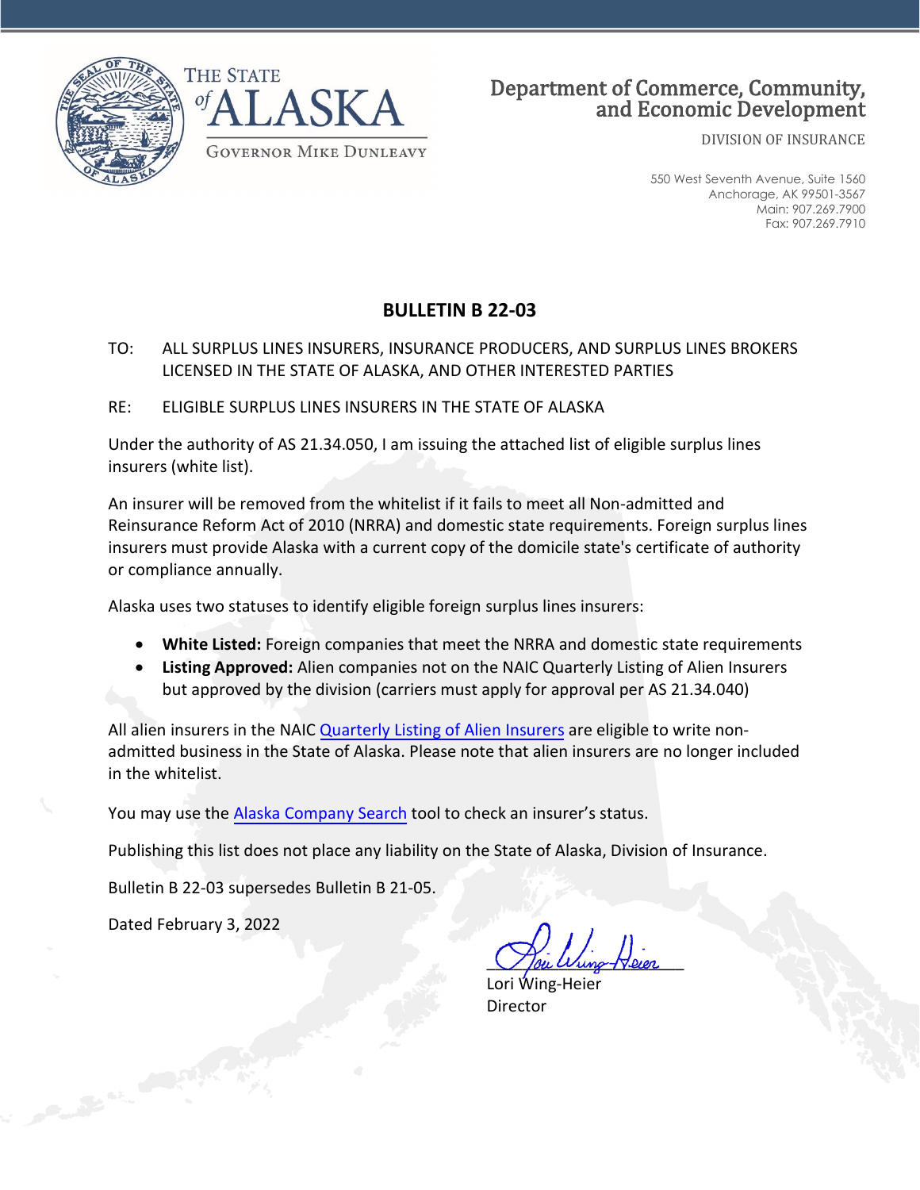THE STATE of ALASKA

GOVERNOR MIKE DUNLEAVY

Department of Commerce, Community, and Economic Development

DIVISION OF INSURANCE

550 West Seventh Avenue, Suite 1560
Anchorage, AK 99501-3567
Main: 907.269.7900
Fax: 907.269.7910

# BULLETIN B 22-03

TO: ALL SURPLUS LINES INSURERS, INSURANCE PRODUCERS, AND SURPLUS LINES BROKERS LICENSED IN THE STATE OF ALASKA, AND OTHER INTERESTED PARTIES

RE: ELIGIBLE SURPLUS LINES INSURERS IN THE STATE OF ALASKA

Under the authority of AS 21.34.050, I am issuing the attached list of eligible surplus lines insurers (white list).

An insurer will be removed from the whitelist if it fails to meet all Non-admitted and Reinsurance Reform Act of 2010 (NRRA) and domestic state requirements. Foreign surplus lines insurers must provide Alaska with a current copy of the domicile state's certificate of authority or compliance annually.

Alaska uses two statuses to identify eligible foreign surplus lines insurers:

- **White Listed:** Foreign companies that meet the NRRA and domestic state requirements
- **Listing Approved:** Alien companies not on the NAIC Quarterly Listing of Alien Insurers but approved by the division (carriers must apply for approval per AS 21.34.040)

All alien insurers in the NAIC Quarterly Listing of Alien Insurers are eligible to write non-admitted business in the State of Alaska. Please note that alien insurers are no longer included in the whitelist.

You may use the Alaska Company Search tool to check an insurer's status.

Publishing this list does not place any liability on the State of Alaska, Division of Insurance.

Bulletin B 22-03 supersedes Bulletin B 21-05.

Dated February 3, 2022

Lori Wing-Heier
Director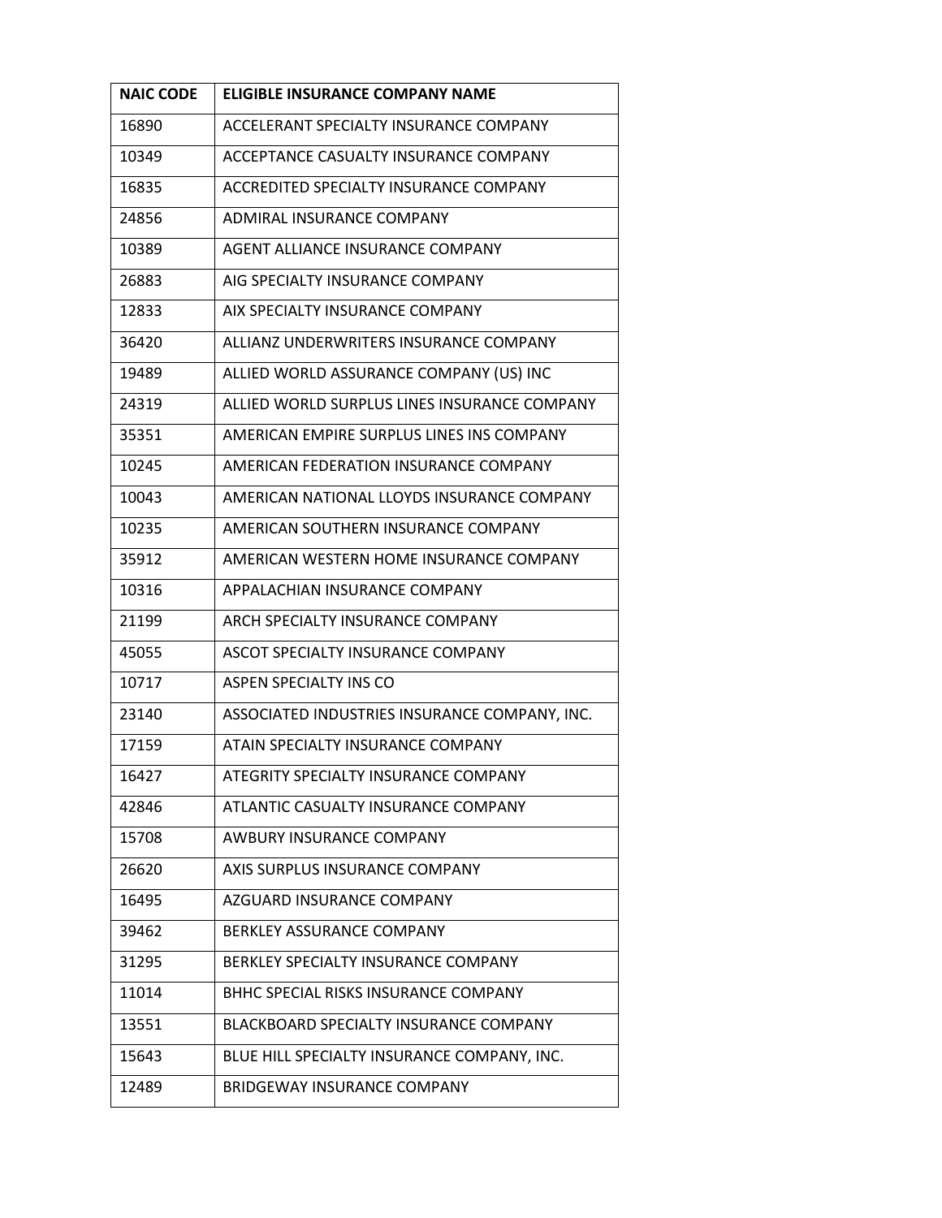| NAIC CODE | ELIGIBLE INSURANCE COMPANY NAME |
|---|---|
| 16890 | ACCELERANT SPECIALTY INSURANCE COMPANY |
| 10349 | ACCEPTANCE CASUALTY INSURANCE COMPANY |
| 16835 | ACCREDITED SPECIALTY INSURANCE COMPANY |
| 24856 | ADMIRAL INSURANCE COMPANY |
| 10389 | AGENT ALLIANCE INSURANCE COMPANY |
| 26883 | AIG SPECIALTY INSURANCE COMPANY |
| 12833 | AIX SPECIALTY INSURANCE COMPANY |
| 36420 | ALLIANZ UNDERWRITERS INSURANCE COMPANY |
| 19489 | ALLIED WORLD ASSURANCE COMPANY (US) INC |
| 24319 | ALLIED WORLD SURPLUS LINES INSURANCE COMPANY |
| 35351 | AMERICAN EMPIRE SURPLUS LINES INS COMPANY |
| 10245 | AMERICAN FEDERATION INSURANCE COMPANY |
| 10043 | AMERICAN NATIONAL LLOYDS INSURANCE COMPANY |
| 10235 | AMERICAN SOUTHERN INSURANCE COMPANY |
| 35912 | AMERICAN WESTERN HOME INSURANCE COMPANY |
| 10316 | APPALACHIAN INSURANCE COMPANY |
| 21199 | ARCH SPECIALTY INSURANCE COMPANY |
| 45055 | ASCOT SPECIALTY INSURANCE COMPANY |
| 10717 | ASPEN SPECIALTY INS CO |
| 23140 | ASSOCIATED INDUSTRIES INSURANCE COMPANY, INC. |
| 17159 | ATAIN SPECIALTY INSURANCE COMPANY |
| 16427 | ATEGRITY SPECIALTY INSURANCE COMPANY |
| 42846 | ATLANTIC CASUALTY INSURANCE COMPANY |
| 15708 | AWBURY INSURANCE COMPANY |
| 26620 | AXIS SURPLUS INSURANCE COMPANY |
| 16495 | AZGUARD INSURANCE COMPANY |
| 39462 | BERKLEY ASSURANCE COMPANY |
| 31295 | BERKLEY SPECIALTY INSURANCE COMPANY |
| 11014 | BHHC SPECIAL RISKS INSURANCE COMPANY |
| 13551 | BLACKBOARD SPECIALTY INSURANCE COMPANY |
| 15643 | BLUE HILL SPECIALTY INSURANCE COMPANY, INC. |
| 12489 | BRIDGEWAY INSURANCE COMPANY |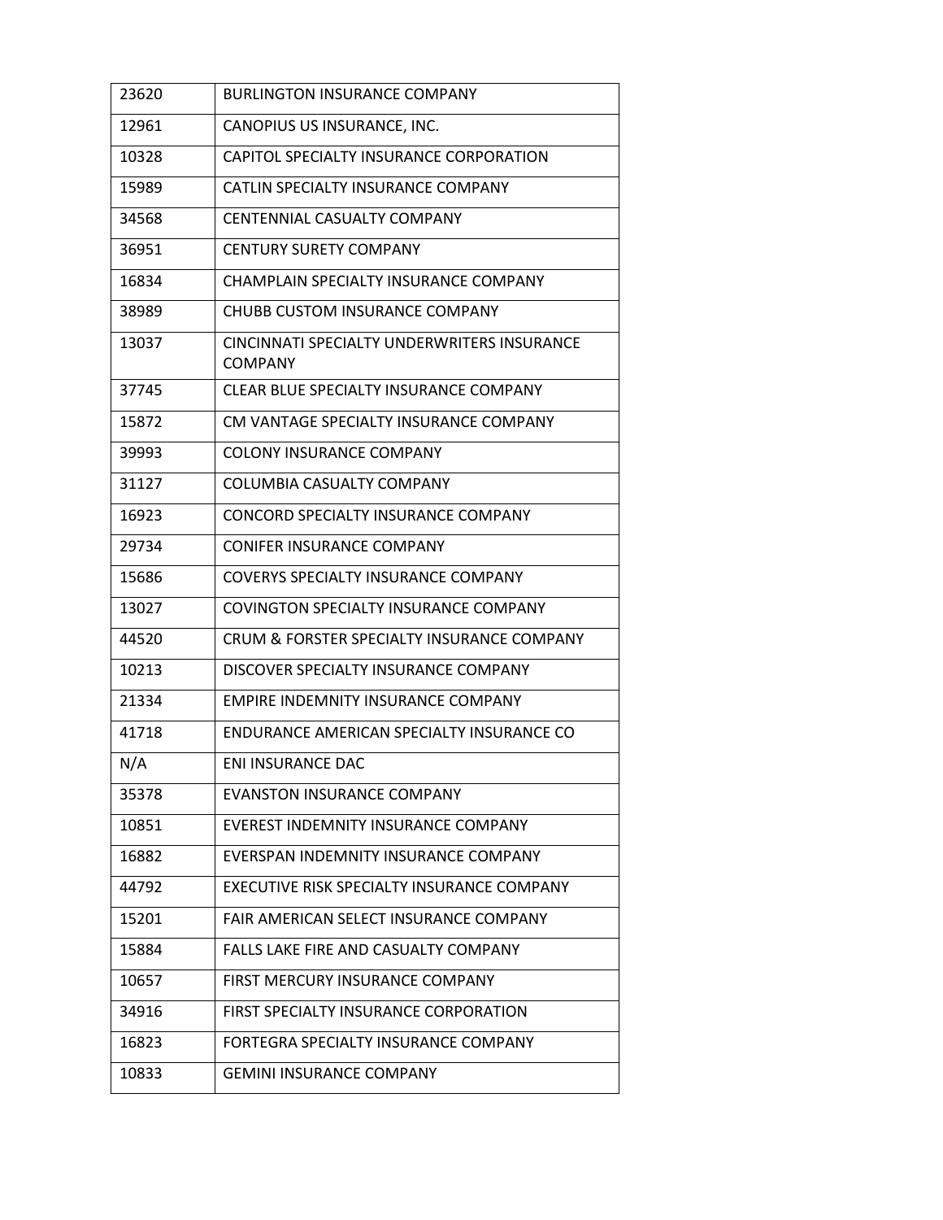| | |
|---|---|
| 23620 | BURLINGTON INSURANCE COMPANY |
| 12961 | CANOPIUS US INSURANCE, INC. |
| 10328 | CAPITOL SPECIALTY INSURANCE CORPORATION |
| 15989 | CATLIN SPECIALTY INSURANCE COMPANY |
| 34568 | CENTENNIAL CASUALTY COMPANY |
| 36951 | CENTURY SURETY COMPANY |
| 16834 | CHAMPLAIN SPECIALTY INSURANCE COMPANY |
| 38989 | CHUBB CUSTOM INSURANCE COMPANY |
| 13037 | CINCINNATI SPECIALTY UNDERWRITERS INSURANCE COMPANY |
| 37745 | CLEAR BLUE SPECIALTY INSURANCE COMPANY |
| 15872 | CM VANTAGE SPECIALTY INSURANCE COMPANY |
| 39993 | COLONY INSURANCE COMPANY |
| 31127 | COLUMBIA CASUALTY COMPANY |
| 16923 | CONCORD SPECIALTY INSURANCE COMPANY |
| 29734 | CONIFER INSURANCE COMPANY |
| 15686 | COVERYS SPECIALTY INSURANCE COMPANY |
| 13027 | COVINGTON SPECIALTY INSURANCE COMPANY |
| 44520 | CRUM & FORSTER SPECIALTY INSURANCE COMPANY |
| 10213 | DISCOVER SPECIALTY INSURANCE COMPANY |
| 21334 | EMPIRE INDEMNITY INSURANCE COMPANY |
| 41718 | ENDURANCE AMERICAN SPECIALTY INSURANCE CO |
| N/A | ENI INSURANCE DAC |
| 35378 | EVANSTON INSURANCE COMPANY |
| 10851 | EVEREST INDEMNITY INSURANCE COMPANY |
| 16882 | EVERSPAN INDEMNITY INSURANCE COMPANY |
| 44792 | EXECUTIVE RISK SPECIALTY INSURANCE COMPANY |
| 15201 | FAIR AMERICAN SELECT INSURANCE COMPANY |
| 15884 | FALLS LAKE FIRE AND CASUALTY COMPANY |
| 10657 | FIRST MERCURY INSURANCE COMPANY |
| 34916 | FIRST SPECIALTY INSURANCE CORPORATION |
| 16823 | FORTEGRA SPECIALTY INSURANCE COMPANY |
| 10833 | GEMINI INSURANCE COMPANY |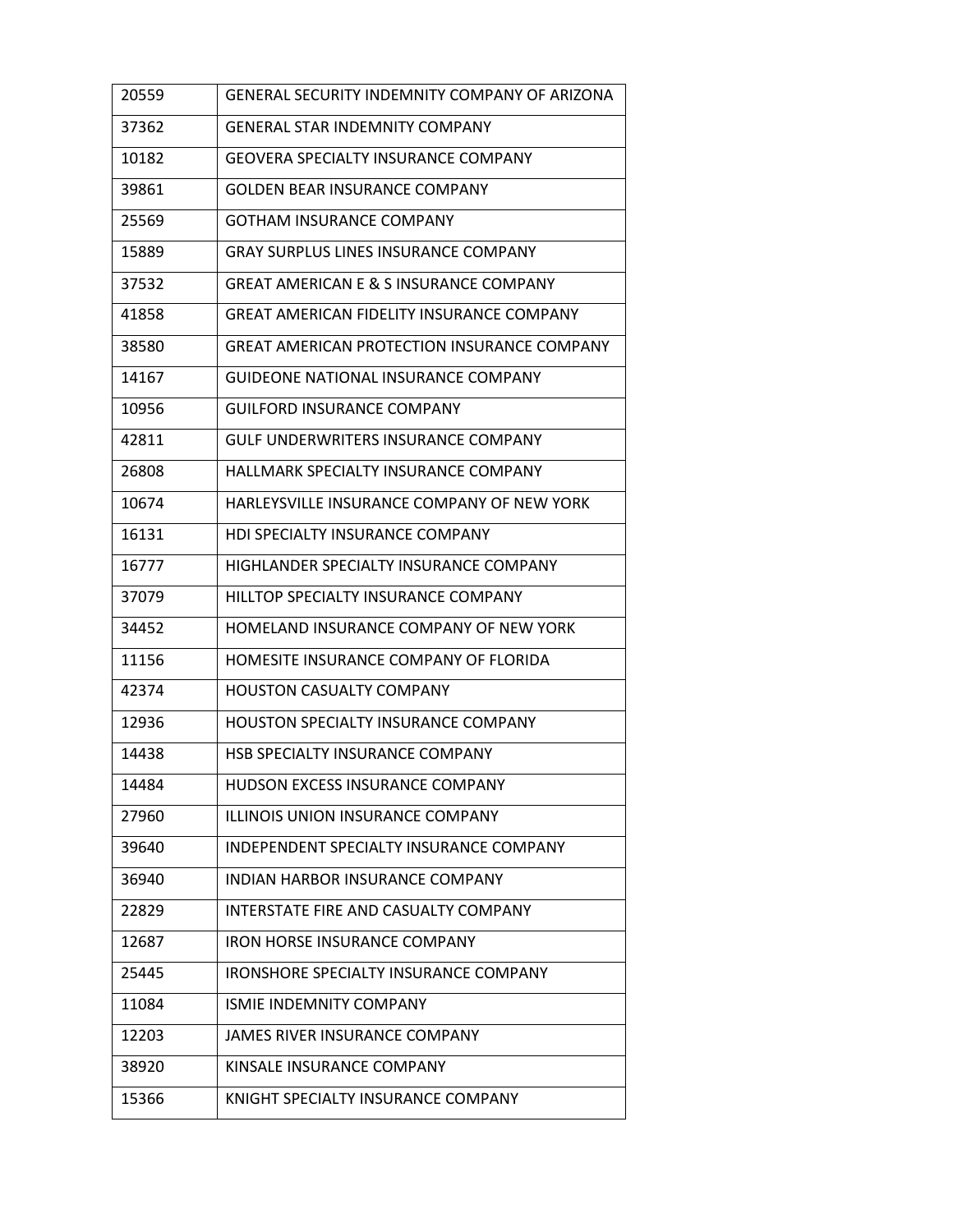| 20559 | GENERAL SECURITY INDEMNITY COMPANY OF ARIZONA |
| --- | --- |
| 37362 | GENERAL STAR INDEMNITY COMPANY |
| 10182 | GEOVERA SPECIALTY INSURANCE COMPANY |
| 39861 | GOLDEN BEAR INSURANCE COMPANY |
| 25569 | GOTHAM INSURANCE COMPANY |
| 15889 | GRAY SURPLUS LINES INSURANCE COMPANY |
| 37532 | GREAT AMERICAN E & S INSURANCE COMPANY |
| 41858 | GREAT AMERICAN FIDELITY INSURANCE COMPANY |
| 38580 | GREAT AMERICAN PROTECTION INSURANCE COMPANY |
| 14167 | GUIDEONE NATIONAL INSURANCE COMPANY |
| 10956 | GUILFORD INSURANCE COMPANY |
| 42811 | GULF UNDERWRITERS INSURANCE COMPANY |
| 26808 | HALLMARK SPECIALTY INSURANCE COMPANY |
| 10674 | HARLEYSVILLE INSURANCE COMPANY OF NEW YORK |
| 16131 | HDI SPECIALTY INSURANCE COMPANY |
| 16777 | HIGHLANDER SPECIALTY INSURANCE COMPANY |
| 37079 | HILLTOP SPECIALTY INSURANCE COMPANY |
| 34452 | HOMELAND INSURANCE COMPANY OF NEW YORK |
| 11156 | HOMESITE INSURANCE COMPANY OF FLORIDA |
| 42374 | HOUSTON CASUALTY COMPANY |
| 12936 | HOUSTON SPECIALTY INSURANCE COMPANY |
| 14438 | HSB SPECIALTY INSURANCE COMPANY |
| 14484 | HUDSON EXCESS INSURANCE COMPANY |
| 27960 | ILLINOIS UNION INSURANCE COMPANY |
| 39640 | INDEPENDENT SPECIALTY INSURANCE COMPANY |
| 36940 | INDIAN HARBOR INSURANCE COMPANY |
| 22829 | INTERSTATE FIRE AND CASUALTY COMPANY |
| 12687 | IRON HORSE INSURANCE COMPANY |
| 25445 | IRONSHORE SPECIALTY INSURANCE COMPANY |
| 11084 | ISMIE INDEMNITY COMPANY |
| 12203 | JAMES RIVER INSURANCE COMPANY |
| 38920 | KINSALE INSURANCE COMPANY |
| 15366 | KNIGHT SPECIALTY INSURANCE COMPANY |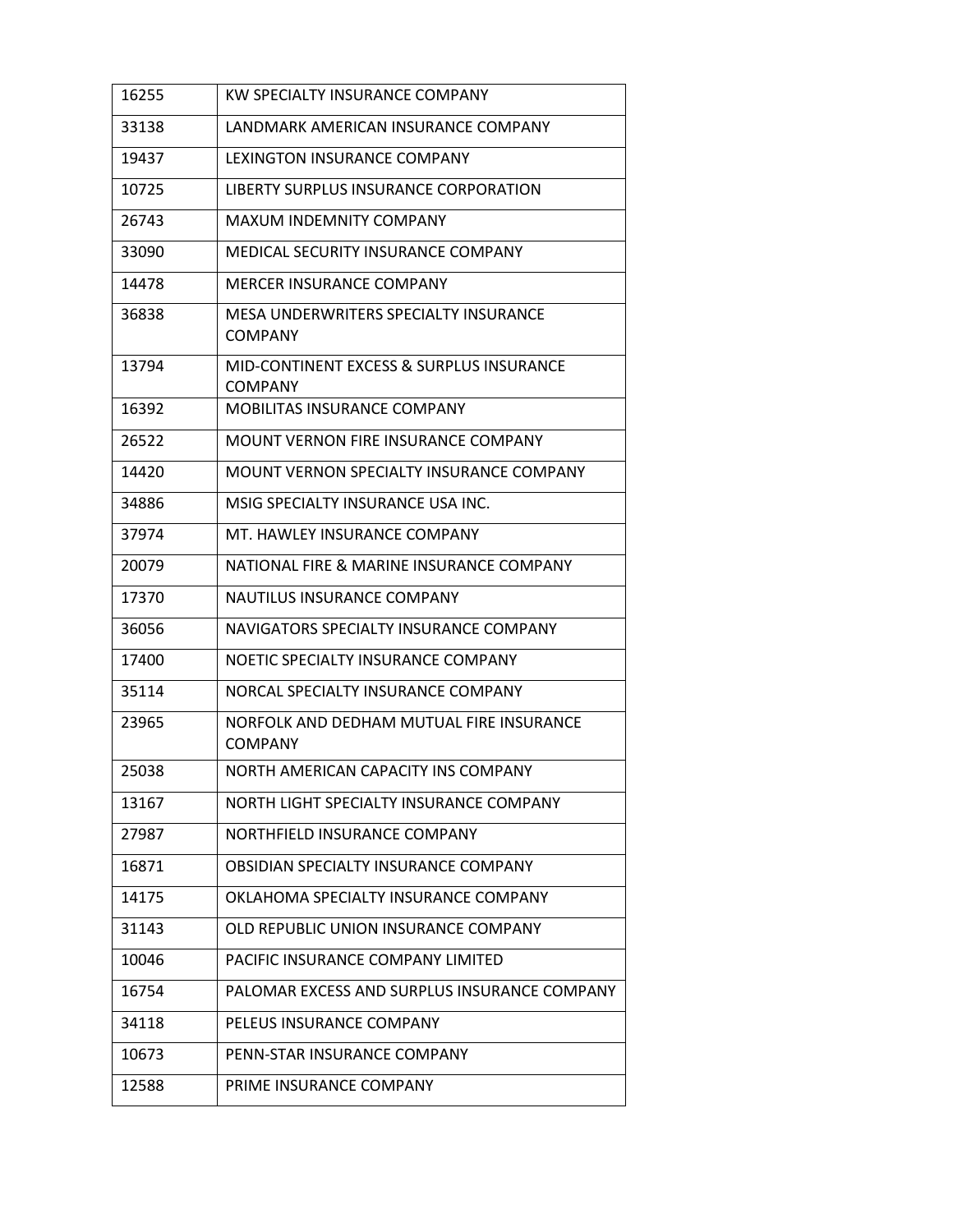| 16255 | KW SPECIALTY INSURANCE COMPANY |
|---|---|
| 33138 | LANDMARK AMERICAN INSURANCE COMPANY |
| 19437 | LEXINGTON INSURANCE COMPANY |
| 10725 | LIBERTY SURPLUS INSURANCE CORPORATION |
| 26743 | MAXUM INDEMNITY COMPANY |
| 33090 | MEDICAL SECURITY INSURANCE COMPANY |
| 14478 | MERCER INSURANCE COMPANY |
| 36838 | MESA UNDERWRITERS SPECIALTY INSURANCE COMPANY |
| 13794 | MID-CONTINENT EXCESS & SURPLUS INSURANCE COMPANY |
| 16392 | MOBILITAS INSURANCE COMPANY |
| 26522 | MOUNT VERNON FIRE INSURANCE COMPANY |
| 14420 | MOUNT VERNON SPECIALTY INSURANCE COMPANY |
| 34886 | MSIG SPECIALTY INSURANCE USA INC. |
| 37974 | MT. HAWLEY INSURANCE COMPANY |
| 20079 | NATIONAL FIRE & MARINE INSURANCE COMPANY |
| 17370 | NAUTILUS INSURANCE COMPANY |
| 36056 | NAVIGATORS SPECIALTY INSURANCE COMPANY |
| 17400 | NOETIC SPECIALTY INSURANCE COMPANY |
| 35114 | NORCAL SPECIALTY INSURANCE COMPANY |
| 23965 | NORFOLK AND DEDHAM MUTUAL FIRE INSURANCE COMPANY |
| 25038 | NORTH AMERICAN CAPACITY INS COMPANY |
| 13167 | NORTH LIGHT SPECIALTY INSURANCE COMPANY |
| 27987 | NORTHFIELD INSURANCE COMPANY |
| 16871 | OBSIDIAN SPECIALTY INSURANCE COMPANY |
| 14175 | OKLAHOMA SPECIALTY INSURANCE COMPANY |
| 31143 | OLD REPUBLIC UNION INSURANCE COMPANY |
| 10046 | PACIFIC INSURANCE COMPANY LIMITED |
| 16754 | PALOMAR EXCESS AND SURPLUS INSURANCE COMPANY |
| 34118 | PELEUS INSURANCE COMPANY |
| 10673 | PENN-STAR INSURANCE COMPANY |
| 12588 | PRIME INSURANCE COMPANY |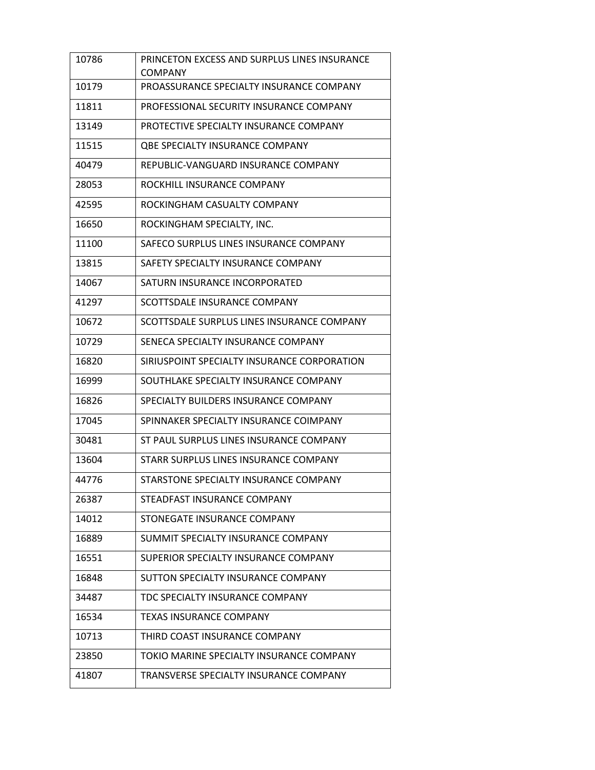| 10786 | PRINCETON EXCESS AND SURPLUS LINES INSURANCE COMPANY |
|---|---|
| 10179 | PROASSURANCE SPECIALTY INSURANCE COMPANY |
| 11811 | PROFESSIONAL SECURITY INSURANCE COMPANY |
| 13149 | PROTECTIVE SPECIALTY INSURANCE COMPANY |
| 11515 | QBE SPECIALTY INSURANCE COMPANY |
| 40479 | REPUBLIC-VANGUARD INSURANCE COMPANY |
| 28053 | ROCKHILL INSURANCE COMPANY |
| 42595 | ROCKINGHAM CASUALTY COMPANY |
| 16650 | ROCKINGHAM SPECIALTY, INC. |
| 11100 | SAFECO SURPLUS LINES INSURANCE COMPANY |
| 13815 | SAFETY SPECIALTY INSURANCE COMPANY |
| 14067 | SATURN INSURANCE INCORPORATED |
| 41297 | SCOTTSDALE INSURANCE COMPANY |
| 10672 | SCOTTSDALE SURPLUS LINES INSURANCE COMPANY |
| 10729 | SENECA SPECIALTY INSURANCE COMPANY |
| 16820 | SIRIUSPOINT SPECIALTY INSURANCE CORPORATION |
| 16999 | SOUTHLAKE SPECIALTY INSURANCE COMPANY |
| 16826 | SPECIALTY BUILDERS INSURANCE COMPANY |
| 17045 | SPINNAKER SPECIALTY INSURANCE COIMPANY |
| 30481 | ST PAUL SURPLUS LINES INSURANCE COMPANY |
| 13604 | STARR SURPLUS LINES INSURANCE COMPANY |
| 44776 | STARSTONE SPECIALTY INSURANCE COMPANY |
| 26387 | STEADFAST INSURANCE COMPANY |
| 14012 | STONEGATE INSURANCE COMPANY |
| 16889 | SUMMIT SPECIALTY INSURANCE COMPANY |
| 16551 | SUPERIOR SPECIALTY INSURANCE COMPANY |
| 16848 | SUTTON SPECIALTY INSURANCE COMPANY |
| 34487 | TDC SPECIALTY INSURANCE COMPANY |
| 16534 | TEXAS INSURANCE COMPANY |
| 10713 | THIRD COAST INSURANCE COMPANY |
| 23850 | TOKIO MARINE SPECIALTY INSURANCE COMPANY |
| 41807 | TRANSVERSE SPECIALTY INSURANCE COMPANY |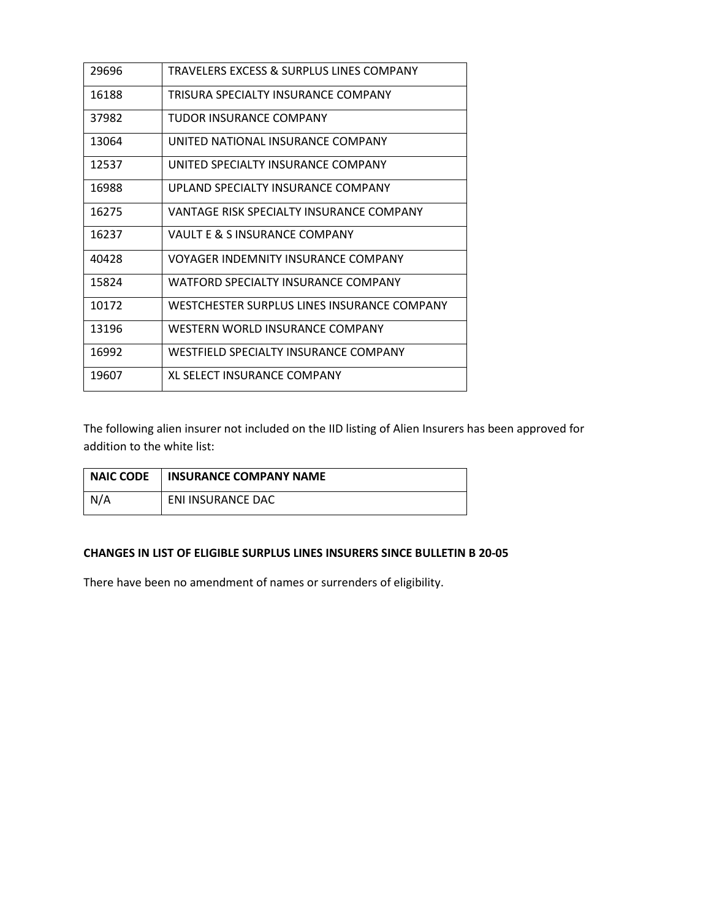| | |
|---|---|
| 29696 | TRAVELERS EXCESS & SURPLUS LINES COMPANY |
| 16188 | TRISURA SPECIALTY INSURANCE COMPANY |
| 37982 | TUDOR INSURANCE COMPANY |
| 13064 | UNITED NATIONAL INSURANCE COMPANY |
| 12537 | UNITED SPECIALTY INSURANCE COMPANY |
| 16988 | UPLAND SPECIALTY INSURANCE COMPANY |
| 16275 | VANTAGE RISK SPECIALTY INSURANCE COMPANY |
| 16237 | VAULT E & S INSURANCE COMPANY |
| 40428 | VOYAGER INDEMNITY INSURANCE COMPANY |
| 15824 | WATFORD SPECIALTY INSURANCE COMPANY |
| 10172 | WESTCHESTER SURPLUS LINES INSURANCE COMPANY |
| 13196 | WESTERN WORLD INSURANCE COMPANY |
| 16992 | WESTFIELD SPECIALTY INSURANCE COMPANY |
| 19607 | XL SELECT INSURANCE COMPANY |

The following alien insurer not included on the IID listing of Alien Insurers has been approved for addition to the white list:

| NAIC CODE | INSURANCE COMPANY NAME |
|---|---|
| N/A | ENI INSURANCE DAC |

**CHANGES IN LIST OF ELIGIBLE SURPLUS LINES INSURERS SINCE BULLETIN B 20-05**

There have been no amendment of names or surrenders of eligibility.